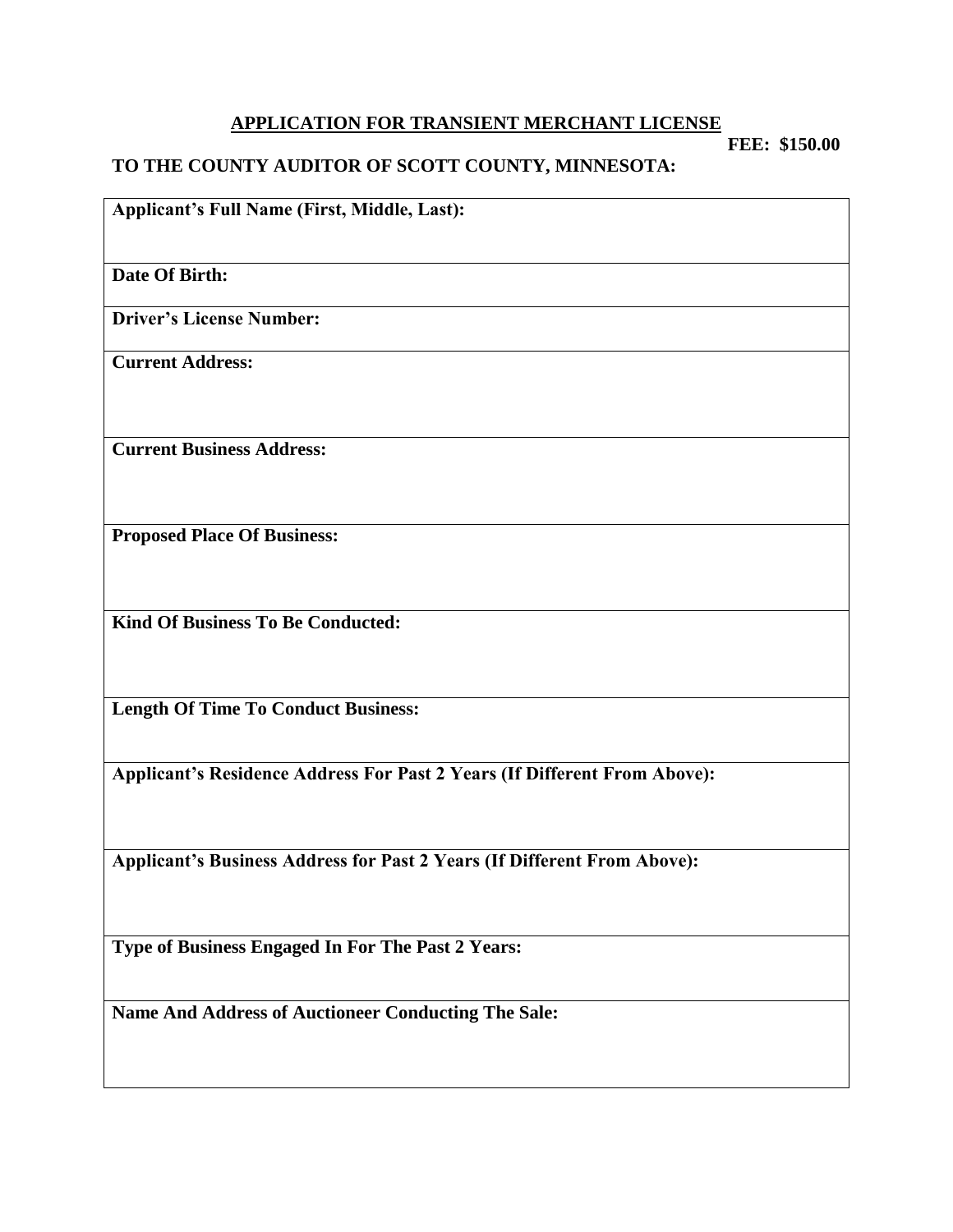# APPLICATION FOR TRANSIENT MERCHANT LICENSE

**FEE: $150.00**

**TO THE COUNTY AUDITOR OF SCOTT COUNTY, MINNESOTA:**

| **Applicant's Full Name (First, Middle, Last):** |
|---|
| **Date Of Birth:** |
| **Driver's License Number:** |
| **Current Address:** |
| **Current Business Address:** |
| **Proposed Place Of Business:** |
| **Kind Of Business To Be Conducted:** |
| **Length Of Time To Conduct Business:** |
| **Applicant's Residence Address For Past 2 Years (If Different From Above):** |
| **Applicant's Business Address for Past 2 Years (If Different From Above):** |
| **Type of Business Engaged In For The Past 2 Years:** |
| **Name And Address of Auctioneer Conducting The Sale:** |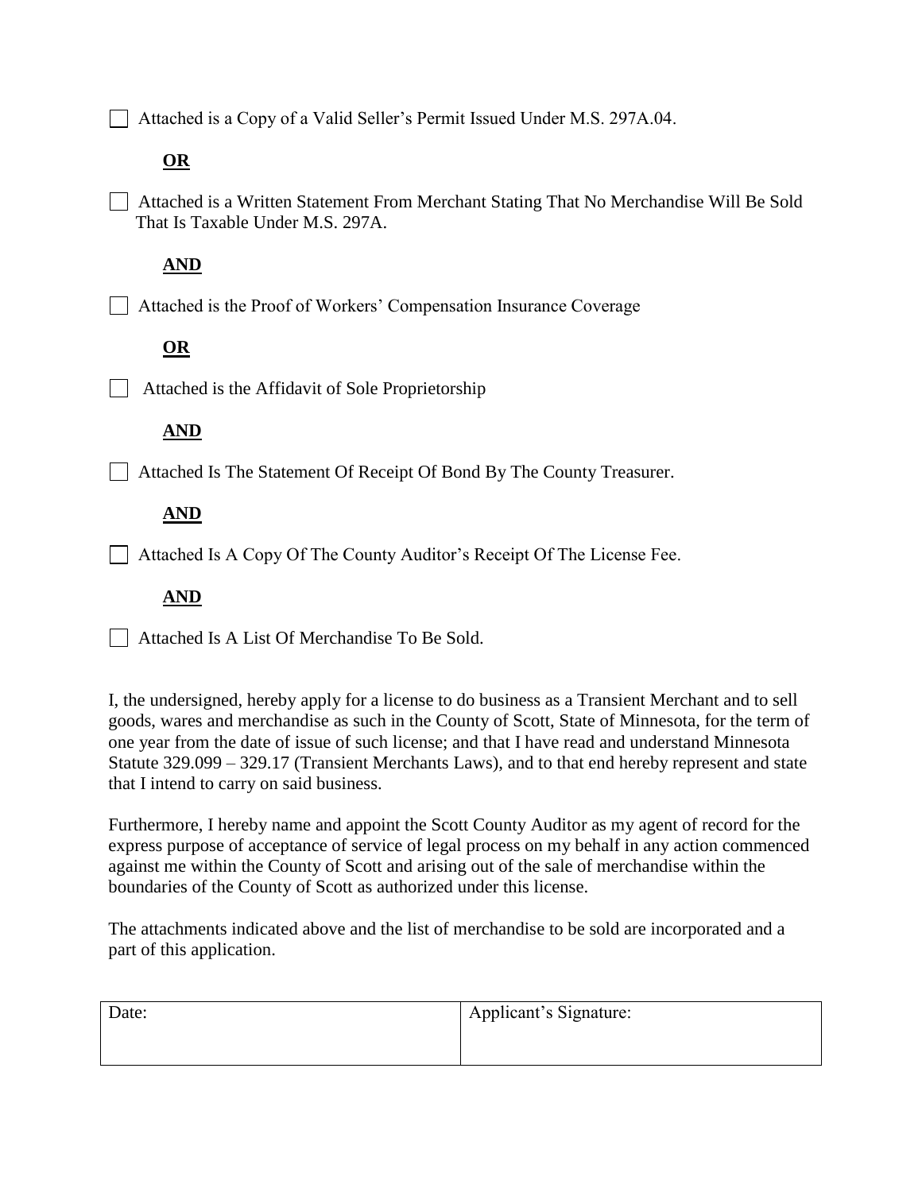- [ ] Attached is a Copy of a Valid Seller's Permit Issued Under M.S. 297A.04.

**OR**

- [ ] Attached is a Written Statement From Merchant Stating That No Merchandise Will Be Sold That Is Taxable Under M.S. 297A.

**AND**

- [ ] Attached is the Proof of Workers' Compensation Insurance Coverage

**OR**

- [ ] Attached is the Affidavit of Sole Proprietorship

**AND**

- [ ] Attached Is The Statement Of Receipt Of Bond By The County Treasurer.

**AND**

- [ ] Attached Is A Copy Of The County Auditor's Receipt Of The License Fee.

**AND**

- [ ] Attached Is A List Of Merchandise To Be Sold.

I, the undersigned, hereby apply for a license to do business as a Transient Merchant and to sell goods, wares and merchandise as such in the County of Scott, State of Minnesota, for the term of one year from the date of issue of such license; and that I have read and understand Minnesota Statute 329.099 – 329.17 (Transient Merchants Laws), and to that end hereby represent and state that I intend to carry on said business.

Furthermore, I hereby name and appoint the Scott County Auditor as my agent of record for the express purpose of acceptance of service of legal process on my behalf in any action commenced against me within the County of Scott and arising out of the sale of merchandise within the boundaries of the County of Scott as authorized under this license.

The attachments indicated above and the list of merchandise to be sold are incorporated and a part of this application.

| Date: | Applicant's Signature: |
|---|---|
| | |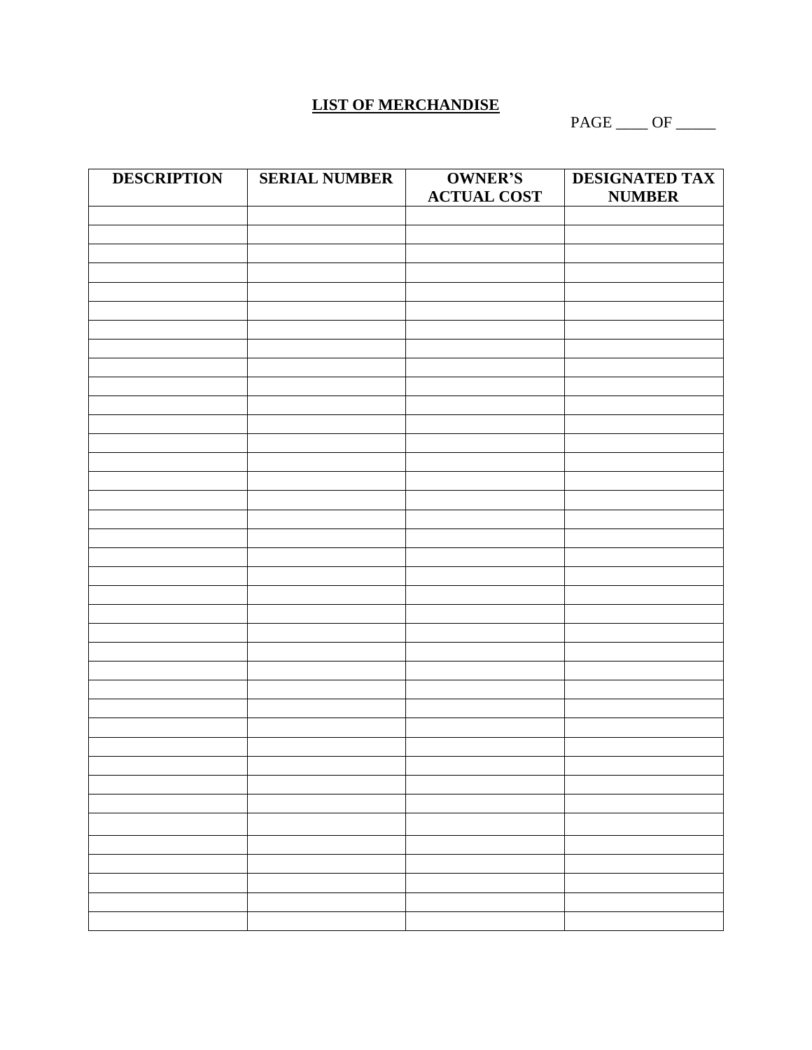# **LIST OF MERCHANDISE**

PAGE ____ OF _____

| DESCRIPTION | SERIAL NUMBER | OWNER'S ACTUAL COST | DESIGNATED TAX NUMBER |
|---|---|---|---|
| | | | |
| | | | |
| | | | |
| | | | |
| | | | |
| | | | |
| | | | |
| | | | |
| | | | |
| | | | |
| | | | |
| | | | |
| | | | |
| | | | |
| | | | |
| | | | |
| | | | |
| | | | |
| | | | |
| | | | |
| | | | |
| | | | |
| | | | |
| | | | |
| | | | |
| | | | |
| | | | |
| | | | |
| | | | |
| | | | |
| | | | |
| | | | |
| | | | |
| | | | |
| | | | |
| | | | |
| | | | |
| | | | |